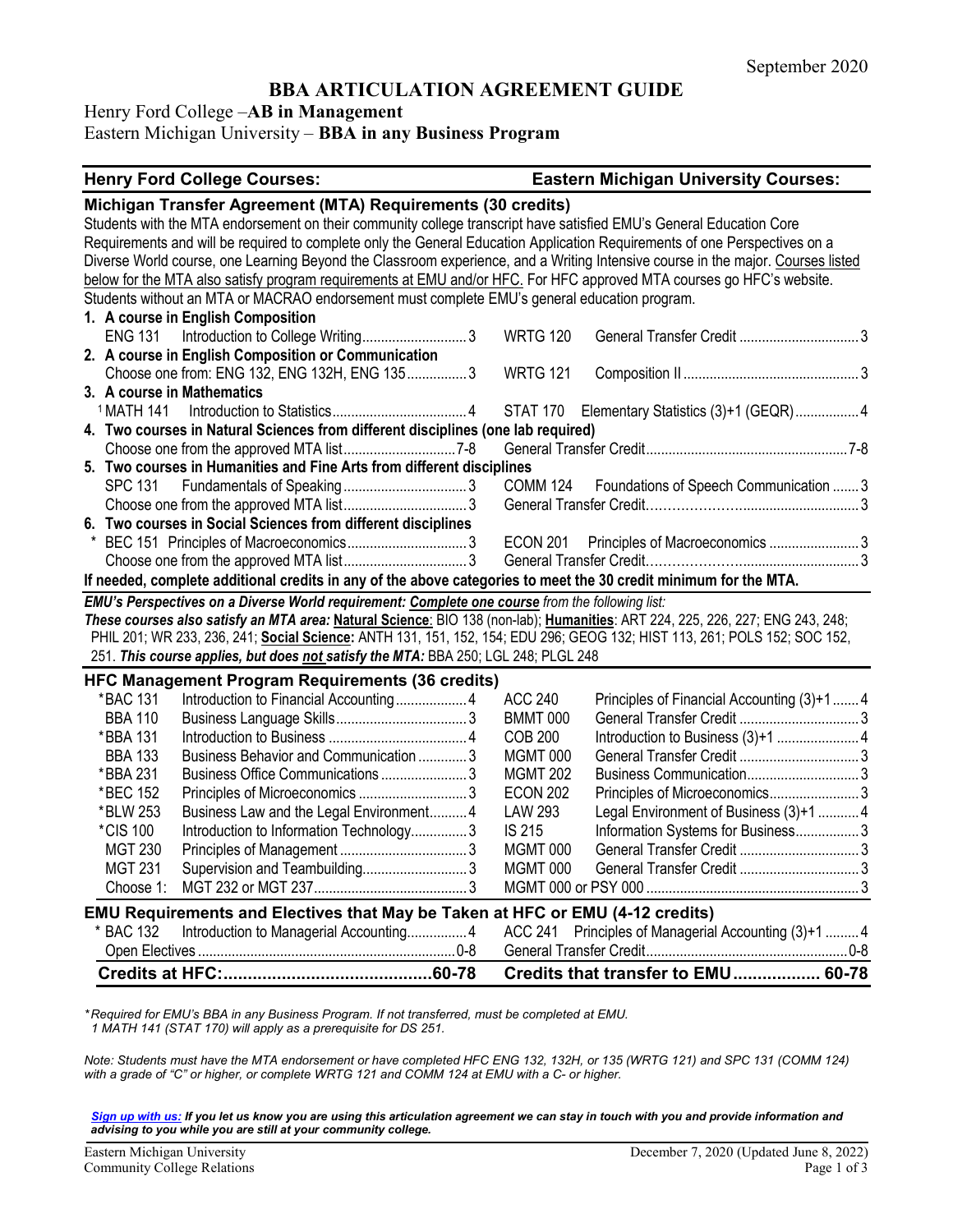September 2020

# BBA ARTICULATION AGREEMENT GUIDE

Henry Ford College –**AB in Management**
Eastern Michigan University – **BBA in any Business Program**

| Henry Ford College Courses: | | | Eastern Michigan University Courses: | | |
|---|---|---|---|---|---|
| **Michigan Transfer Agreement (MTA) Requirements (30 credits)** | | | | | |

Students with the MTA endorsement on their community college transcript have satisfied EMU's General Education Core Requirements and will be required to complete only the General Education Application Requirements of one Perspectives on a Diverse World course, one Learning Beyond the Classroom experience, and a Writing Intensive course in the major. Courses listed below for the MTA also satisfy program requirements at EMU and/or HFC. For HFC approved MTA courses go HFC's website. Students without an MTA or MACRAO endorsement must complete EMU's general education program.

| Henry Ford College Courses | | Credits | Eastern Michigan University Courses | | Credits |
|---|---|---|---|---|---|
| **1. A course in English Composition** | | | | | |
| ENG 131 | Introduction to College Writing | 3 | WRTG 120 | General Transfer Credit | 3 |
| **2. A course in English Composition or Communication** | | | | | |
| | Choose one from: ENG 132, ENG 132H, ENG 135 | 3 | WRTG 121 | Composition II | 3 |
| **3. A course in Mathematics** | | | | | |
| [1] MATH 141 | Introduction to Statistics | 4 | STAT 170 | Elementary Statistics (3)+1 (GEQR) | 4 |
| **4. Two courses in Natural Sciences from different disciplines (one lab required)** | | | | | |
| | Choose one from the approved MTA list | 7-8 | | General Transfer Credit | 7-8 |
| **5. Two courses in Humanities and Fine Arts from different disciplines** | | | | | |
| SPC 131 | Fundamentals of Speaking | 3 | COMM 124 | Foundations of Speech Communication | 3 |
| | Choose one from the approved MTA list | 3 | | General Transfer Credit | 3 |
| **6. Two courses in Social Sciences from different disciplines** | | | | | |
| * BEC 151 | Principles of Macroeconomics | 3 | ECON 201 | Principles of Macroeconomics | 3 |
| | Choose one from the approved MTA list | 3 | | General Transfer Credit | 3 |

**If needed, complete additional credits in any of the above categories to meet the 30 credit minimum for the MTA.**

***EMU's Perspectives on a Diverse World requirement:*** ***Complete one course*** *from the following list:*
***These courses also satisfy an MTA area:*** **Natural Science**: BIO 138 (non-lab); **Humanities**: ART 224, 225, 226, 227; ENG 243, 248; PHIL 201; WR 233, 236, 241; **Social Science:** ANTH 131, 151, 152, 154; EDU 296; GEOG 132; HIST 113, 261; POLS 152; SOC 152, 251. ***This course applies, but does not satisfy the MTA:*** BBA 250; LGL 248; PLGL 248

| **HFC Management Program Requirements (36 credits)** | | | | | |
|---|---|---|---|---|---|
| *BAC 131 | Introduction to Financial Accounting | 4 | ACC 240 | Principles of Financial Accounting (3)+1 | 4 |
| BBA 110 | Business Language Skills | 3 | BMMT 000 | General Transfer Credit | 3 |
| *BBA 131 | Introduction to Business | 4 | COB 200 | Introduction to Business (3)+1 | 4 |
| BBA 133 | Business Behavior and Communication | 3 | MGMT 000 | General Transfer Credit | 3 |
| *BBA 231 | Business Office Communications | 3 | MGMT 202 | Business Communication | 3 |
| *BEC 152 | Principles of Microeconomics | 3 | ECON 202 | Principles of Microeconomics | 3 |
| *BLW 253 | Business Law and the Legal Environment | 4 | LAW 293 | Legal Environment of Business (3)+1 | 4 |
| *CIS 100 | Introduction to Information Technology | 3 | IS 215 | Information Systems for Business | 3 |
| MGT 230 | Principles of Management | 3 | MGMT 000 | General Transfer Credit | 3 |
| MGT 231 | Supervision and Teambuilding | 3 | MGMT 000 | General Transfer Credit | 3 |
| Choose 1: | MGT 232 or MGT 237 | 3 | | MGMT 000 or PSY 000 | 3 |
| **EMU Requirements and Electives that May be Taken at HFC or EMU (4-12 credits)** | | | | | |
| * BAC 132 | Introduction to Managerial Accounting | 4 | ACC 241 | Principles of Managerial Accounting (3)+1 | 4 |
| | Open Electives | 0-8 | | General Transfer Credit | 0-8 |
| **Credits at HFC:** | | **60-78** | **Credits that transfer to EMU** | | **60-78** |

*\*Required for EMU's BBA in any Business Program. If not transferred, must be completed at EMU.*
*1 MATH 141 (STAT 170) will apply as a prerequisite for DS 251.*

*Note: Students must have the MTA endorsement or have completed HFC ENG 132, 132H, or 135 (WRTG 121) and SPC 131 (COMM 124) with a grade of "C" or higher, or complete WRTG 121 and COMM 124 at EMU with a C- or higher.*

***Sign up with us:*** ***If you let us know you are using this articulation agreement we can stay in touch with you and provide information and advising to you while you are still at your community college.***

Eastern Michigan University
Community College Relations

December 7, 2020 (Updated June 8, 2022)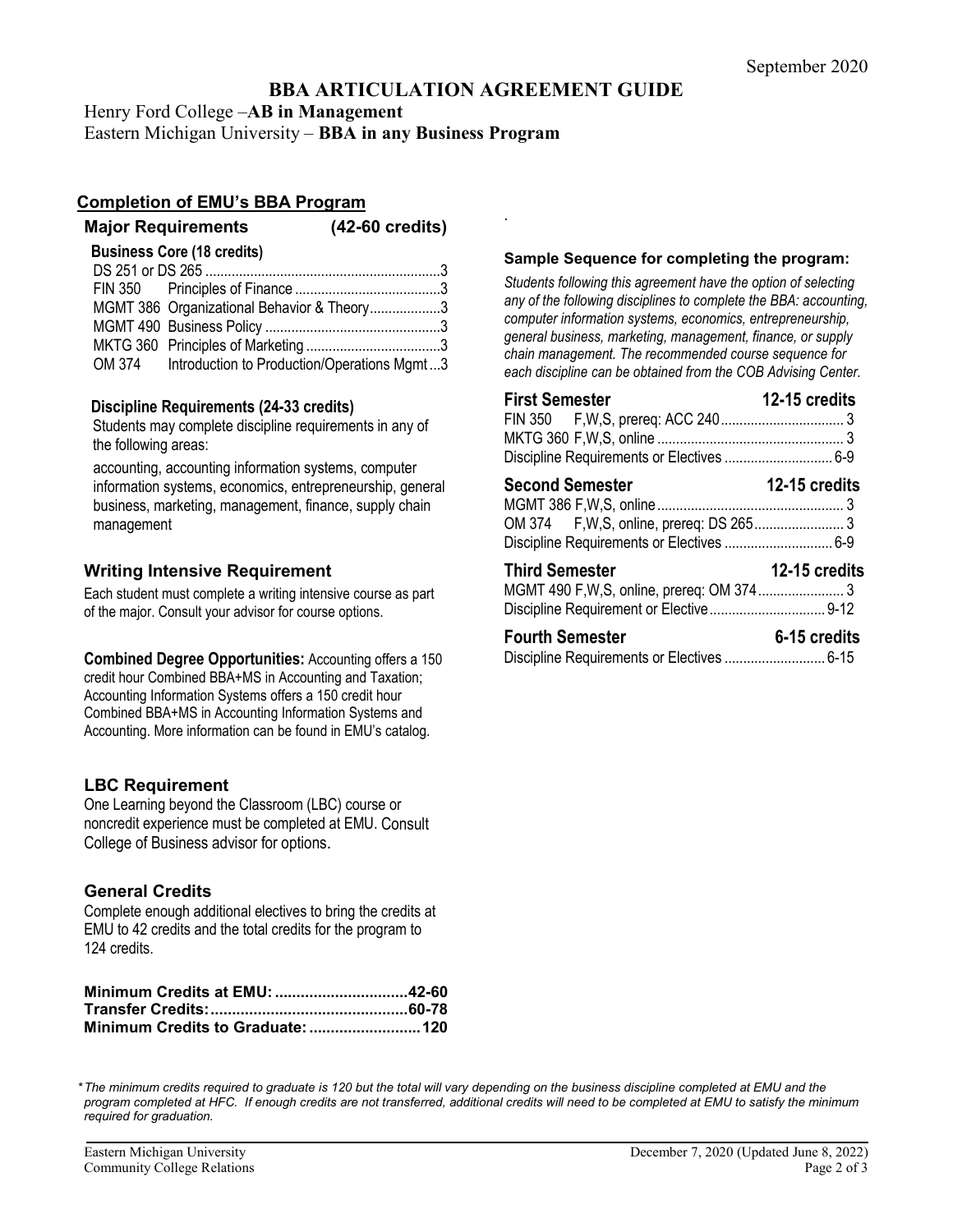September 2020

# BBA ARTICULATION AGREEMENT GUIDE

Henry Ford College –**AB in Management**
Eastern Michigan University – **BBA in any Business Program**

## Completion of EMU's BBA Program

### Major Requirements (42-60 credits)

**Business Core (18 credits)**

| Course | Title | Credits |
|---|---|---|
| DS 251 or DS 265 | | 3 |
| FIN 350 | Principles of Finance | 3 |
| MGMT 386 | Organizational Behavior & Theory | 3 |
| MGMT 490 | Business Policy | 3 |
| MKTG 360 | Principles of Marketing | 3 |
| OM 374 | Introduction to Production/Operations Mgmt | 3 |

**Discipline Requirements (24-33 credits)**

Students may complete discipline requirements in any of the following areas:

accounting, accounting information systems, computer information systems, economics, entrepreneurship, general business, marketing, management, finance, supply chain management

### Writing Intensive Requirement

Each student must complete a writing intensive course as part of the major. Consult your advisor for course options.

**Combined Degree Opportunities:** Accounting offers a 150 credit hour Combined BBA+MS in Accounting and Taxation; Accounting Information Systems offers a 150 credit hour Combined BBA+MS in Accounting Information Systems and Accounting. More information can be found in EMU's catalog.

### LBC Requirement

One Learning beyond the Classroom (LBC) course or noncredit experience must be completed at EMU. Consult College of Business advisor for options.

### General Credits

Complete enough additional electives to bring the credits at EMU to 42 credits and the total credits for the program to 124 credits.

| | |
|---|---|
| **Minimum Credits at EMU:** | **42-60** |
| **Transfer Credits:** | **60-78** |
| **Minimum Credits to Graduate:** | **120** |

### Sample Sequence for completing the program:

*Students following this agreement have the option of selecting any of the following disciplines to complete the BBA: accounting, computer information systems, economics, entrepreneurship, general business, marketing, management, finance, or supply chain management. The recommended course sequence for each discipline can be obtained from the COB Advising Center.*

**First Semester — 12-15 credits**

| Course | | Credits |
|---|---|---|
| FIN 350 | F,W,S, prereq: ACC 240 | 3 |
| MKTG 360 | F,W,S, online | 3 |
| Discipline Requirements or Electives | | 6-9 |

**Second Semester — 12-15 credits**

| Course | | Credits |
|---|---|---|
| MGMT 386 | F,W,S, online | 3 |
| OM 374 | F,W,S, online, prereq: DS 265 | 3 |
| Discipline Requirements or Electives | | 6-9 |

**Third Semester — 12-15 credits**

| Course | | Credits |
|---|---|---|
| MGMT 490 | F,W,S, online, prereq: OM 374 | 3 |
| Discipline Requirement or Elective | | 9-12 |

**Fourth Semester — 6-15 credits**

| Course | | Credits |
|---|---|---|
| Discipline Requirements or Electives | | 6-15 |

*\*The minimum credits required to graduate is 120 but the total will vary depending on the business discipline completed at EMU and the program completed at HFC. If enough credits are not transferred, additional credits will need to be completed at EMU to satisfy the minimum required for graduation.*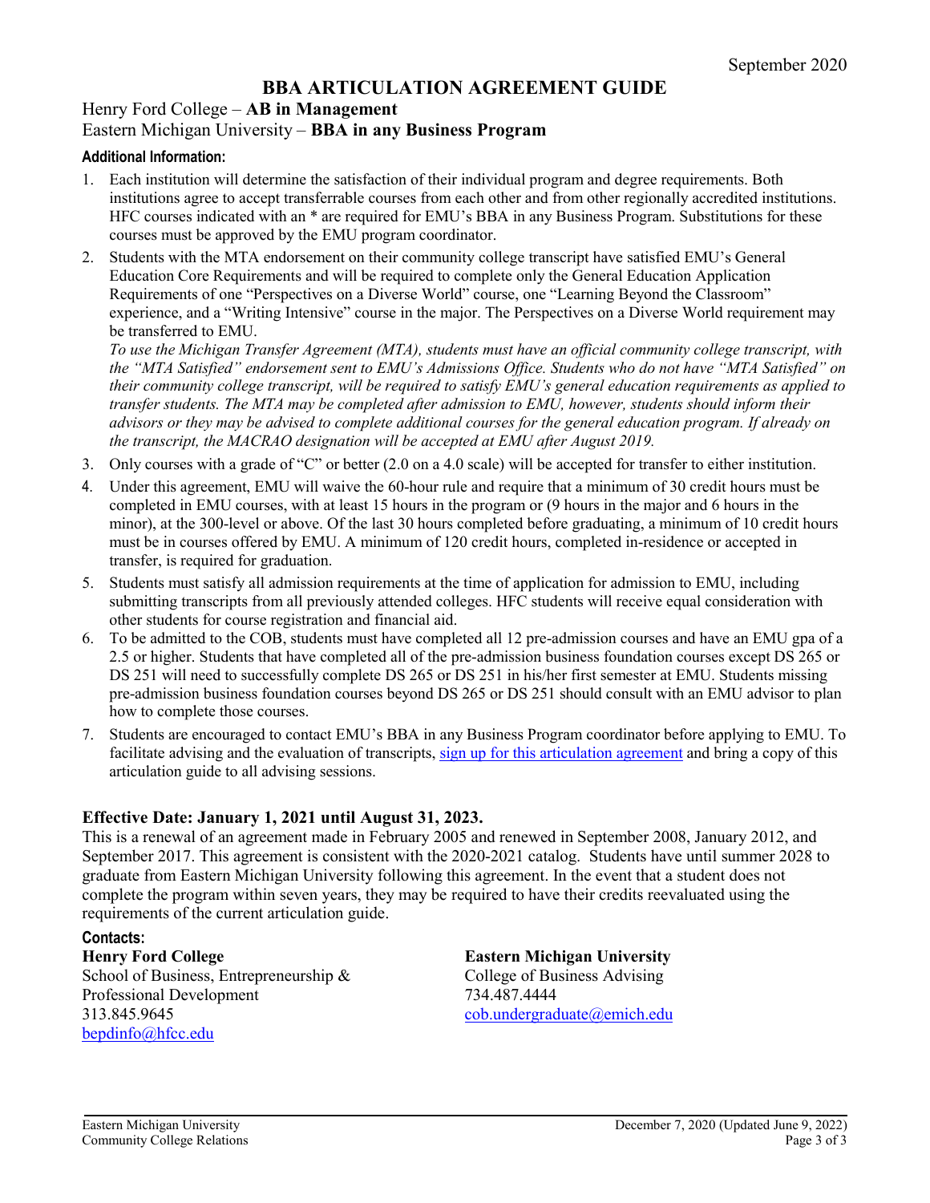September 2020

# BBA ARTICULATION AGREEMENT GUIDE

Henry Ford College – **AB in Management**
Eastern Michigan University – **BBA in any Business Program**

### Additional Information:

1. Each institution will determine the satisfaction of their individual program and degree requirements. Both institutions agree to accept transferrable courses from each other and from other regionally accredited institutions. HFC courses indicated with an * are required for EMU's BBA in any Business Program. Substitutions for these courses must be approved by the EMU program coordinator.
2. Students with the MTA endorsement on their community college transcript have satisfied EMU's General Education Core Requirements and will be required to complete only the General Education Application Requirements of one "Perspectives on a Diverse World" course, one "Learning Beyond the Classroom" experience, and a "Writing Intensive" course in the major. The Perspectives on a Diverse World requirement may be transferred to EMU.
   *To use the Michigan Transfer Agreement (MTA), students must have an official community college transcript, with the "MTA Satisfied" endorsement sent to EMU's Admissions Office. Students who do not have "MTA Satisfied" on their community college transcript, will be required to satisfy EMU's general education requirements as applied to transfer students. The MTA may be completed after admission to EMU, however, students should inform their advisors or they may be advised to complete additional courses for the general education program. If already on the transcript, the MACRAO designation will be accepted at EMU after August 2019.*
3. Only courses with a grade of "C" or better (2.0 on a 4.0 scale) will be accepted for transfer to either institution.
4. Under this agreement, EMU will waive the 60-hour rule and require that a minimum of 30 credit hours must be completed in EMU courses, with at least 15 hours in the program or (9 hours in the major and 6 hours in the minor), at the 300-level or above. Of the last 30 hours completed before graduating, a minimum of 10 credit hours must be in courses offered by EMU. A minimum of 120 credit hours, completed in-residence or accepted in transfer, is required for graduation.
5. Students must satisfy all admission requirements at the time of application for admission to EMU, including submitting transcripts from all previously attended colleges. HFC students will receive equal consideration with other students for course registration and financial aid.
6. To be admitted to the COB, students must have completed all 12 pre-admission courses and have an EMU gpa of a 2.5 or higher. Students that have completed all of the pre-admission business foundation courses except DS 265 or DS 251 will need to successfully complete DS 265 or DS 251 in his/her first semester at EMU. Students missing pre-admission business foundation courses beyond DS 265 or DS 251 should consult with an EMU advisor to plan how to complete those courses.
7. Students are encouraged to contact EMU's BBA in any Business Program coordinator before applying to EMU. To facilitate advising and the evaluation of transcripts, sign up for this articulation agreement and bring a copy of this articulation guide to all advising sessions.

### Effective Date: January 1, 2021 until August 31, 2023.

This is a renewal of an agreement made in February 2005 and renewed in September 2008, January 2012, and September 2017. This agreement is consistent with the 2020-2021 catalog. Students have until summer 2028 to graduate from Eastern Michigan University following this agreement. In the event that a student does not complete the program within seven years, they may be required to have their credits reevaluated using the requirements of the current articulation guide.

### Contacts:

**Henry Ford College**
School of Business, Entrepreneurship & Professional Development
313.845.9645
bepdinfo@hfcc.edu

**Eastern Michigan University**
College of Business Advising
734.487.4444
cob.undergraduate@emich.edu

Eastern Michigan University
Community College Relations

December 7, 2020 (Updated June 9, 2022)